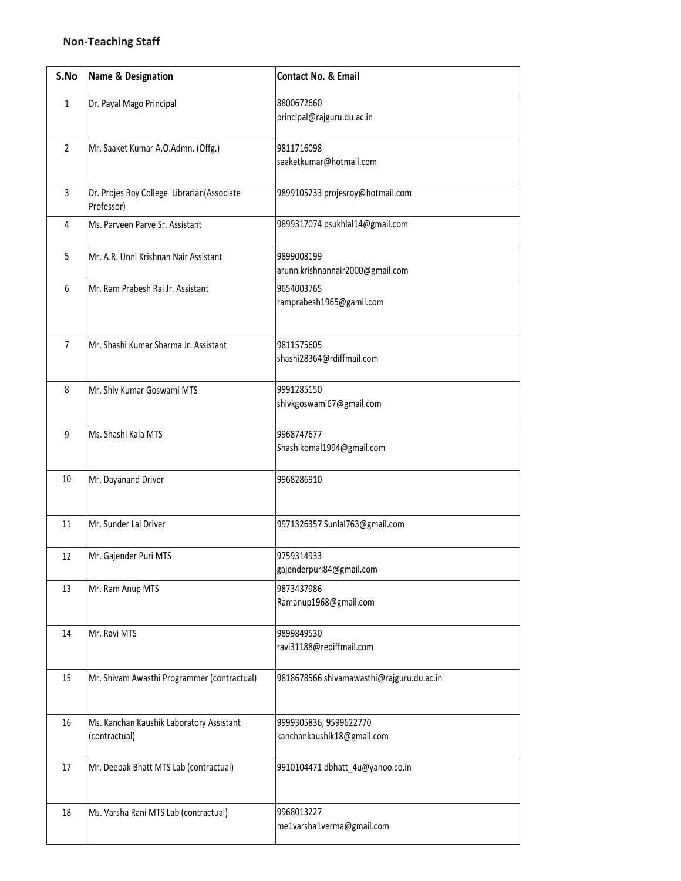## Non-Teaching Staff

| S.No | Name & Designation | Contact No. & Email |
|---|---|---|
| 1 | Dr. Payal Mago Principal | 8800672660 principal@rajguru.du.ac.in |
| 2 | Mr. Saaket Kumar A.O.Admn. (Offg.) | 9811716098 saaketkumar@hotmail.com |
| 3 | Dr. Projes Roy College Librarian(Associate Professor) | 9899105233 projesroy@hotmail.com |
| 4 | Ms. Parveen Parve Sr. Assistant | 9899317074 psukhlal14@gmail.com |
| 5 | Mr. A.R. Unni Krishnan Nair Assistant | 9899008199 arunnikrishnannair2000@gmail.com |
| 6 | Mr. Ram Prabesh Rai Jr. Assistant | 9654003765 ramprabesh1965@gamil.com |
| 7 | Mr. Shashi Kumar Sharma Jr. Assistant | 9811575605 shashi28364@rdiffmail.com |
| 8 | Mr. Shiv Kumar Goswami MTS | 9991285150 shivkgoswami67@gmail.com |
| 9 | Ms. Shashi Kala MTS | 9968747677 Shashikomal1994@gmail.com |
| 10 | Mr. Dayanand Driver | 9968286910 |
| 11 | Mr. Sunder Lal Driver | 9971326357 Sunlal763@gmail.com |
| 12 | Mr. Gajender Puri MTS | 9759314933 gajenderpuri84@gmail.com |
| 13 | Mr. Ram Anup MTS | 9873437986 Ramanup1968@gmail.com |
| 14 | Mr. Ravi MTS | 9899849530 ravi31188@rediffmail.com |
| 15 | Mr. Shivam Awasthi Programmer (contractual) | 9818678566 shivamawasthi@rajguru.du.ac.in |
| 16 | Ms. Kanchan Kaushik Laboratory Assistant (contractual) | 9999305836, 9599622770 kanchankaushik18@gmail.com |
| 17 | Mr. Deepak Bhatt MTS Lab (contractual) | 9910104471 dbhatt_4u@yahoo.co.in |
| 18 | Ms. Varsha Rani MTS Lab (contractual) | 9968013227 me1varsha1verma@gmail.com |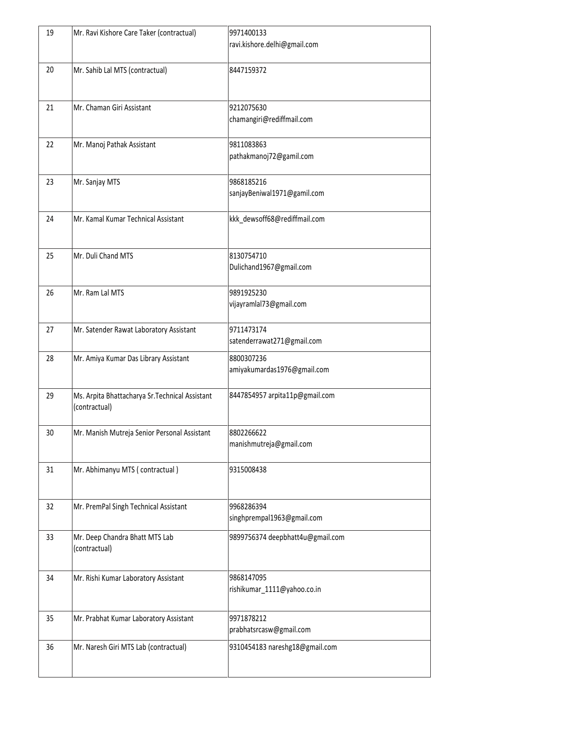| 19 | Mr. Ravi Kishore Care Taker (contractual) | 9971400133<br>ravi.kishore.delhi@gmail.com |
|---|---|---|
| 20 | Mr. Sahib Lal MTS (contractual) | 8447159372 |
| 21 | Mr. Chaman Giri Assistant | 9212075630<br>chamangiri@rediffmail.com |
| 22 | Mr. Manoj Pathak Assistant | 9811083863<br>pathakmanoj72@gamil.com |
| 23 | Mr. Sanjay MTS | 9868185216<br>sanjayBeniwal1971@gamil.com |
| 24 | Mr. Kamal Kumar Technical Assistant | kkk_dewsoff68@rediffmail.com |
| 25 | Mr. Duli Chand MTS | 8130754710<br>Dulichand1967@gmail.com |
| 26 | Mr. Ram Lal MTS | 9891925230<br>vijayramlal73@gmail.com |
| 27 | Mr. Satender Rawat Laboratory Assistant | 9711473174<br>satenderrawat271@gmail.com |
| 28 | Mr. Amiya Kumar Das Library Assistant | 8800307236<br>amiyakumardas1976@gmail.com |
| 29 | Ms. Arpita Bhattacharya Sr.Technical Assistant (contractual) | 8447854957 arpita11p@gmail.com |
| 30 | Mr. Manish Mutreja Senior Personal Assistant | 8802266622<br>manishmutreja@gmail.com |
| 31 | Mr. Abhimanyu MTS ( contractual ) | 9315008438 |
| 32 | Mr. PremPal Singh Technical Assistant | 9968286394<br>singhprempal1963@gmail.com |
| 33 | Mr. Deep Chandra Bhatt MTS Lab (contractual) | 9899756374 deepbhatt4u@gmail.com |
| 34 | Mr. Rishi Kumar Laboratory Assistant | 9868147095<br>rishikumar_1111@yahoo.co.in |
| 35 | Mr. Prabhat Kumar Laboratory Assistant | 9971878212<br>prabhatsrcasw@gmail.com |
| 36 | Mr. Naresh Giri MTS Lab (contractual) | 9310454183 nareshg18@gmail.com |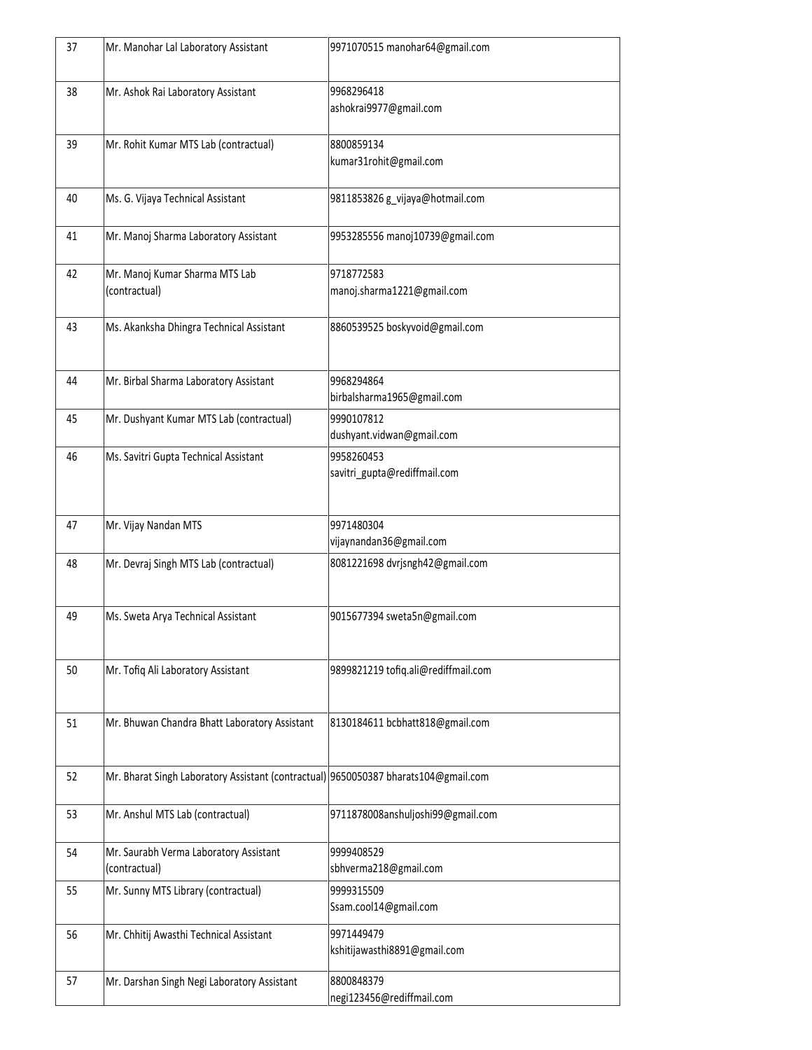| 37 | Mr. Manohar Lal Laboratory Assistant | 9971070515 manohar64@gmail.com |
|---|---|---|
| 38 | Mr. Ashok Rai Laboratory Assistant | 9968296418 ashokrai9977@gmail.com |
| 39 | Mr. Rohit Kumar MTS Lab (contractual) | 8800859134 kumar31rohit@gmail.com |
| 40 | Ms. G. Vijaya Technical Assistant | 9811853826 g_vijaya@hotmail.com |
| 41 | Mr. Manoj Sharma Laboratory Assistant | 9953285556 manoj10739@gmail.com |
| 42 | Mr. Manoj Kumar Sharma MTS Lab (contractual) | 9718772583 manoj.sharma1221@gmail.com |
| 43 | Ms. Akanksha Dhingra Technical Assistant | 8860539525 boskyvoid@gmail.com |
| 44 | Mr. Birbal Sharma Laboratory Assistant | 9968294864 birbalsharma1965@gmail.com |
| 45 | Mr. Dushyant Kumar MTS Lab (contractual) | 9990107812 dushyant.vidwan@gmail.com |
| 46 | Ms. Savitri Gupta Technical Assistant | 9958260453 savitri_gupta@rediffmail.com |
| 47 | Mr. Vijay Nandan MTS | 9971480304 vijaynandan36@gmail.com |
| 48 | Mr. Devraj Singh MTS Lab (contractual) | 8081221698 dvrjsngh42@gmail.com |
| 49 | Ms. Sweta Arya Technical Assistant | 9015677394 sweta5n@gmail.com |
| 50 | Mr. Tofiq Ali Laboratory Assistant | 9899821219 tofiq.ali@rediffmail.com |
| 51 | Mr. Bhuwan Chandra Bhatt Laboratory Assistant | 8130184611 bcbhatt818@gmail.com |
| 52 | Mr. Bharat Singh Laboratory Assistant (contractual) | 9650050387 bharats104@gmail.com |
| 53 | Mr. Anshul MTS Lab (contractual) | 9711878008anshuljoshi99@gmail.com |
| 54 | Mr. Saurabh Verma Laboratory Assistant (contractual) | 9999408529 sbhverma218@gmail.com |
| 55 | Mr. Sunny MTS Library (contractual) | 9999315509 Ssam.cool14@gmail.com |
| 56 | Mr. Chhitij Awasthi Technical Assistant | 9971449479 kshitijawasthi8891@gmail.com |
| 57 | Mr. Darshan Singh Negi Laboratory Assistant | 8800848379 negi123456@rediffmail.com |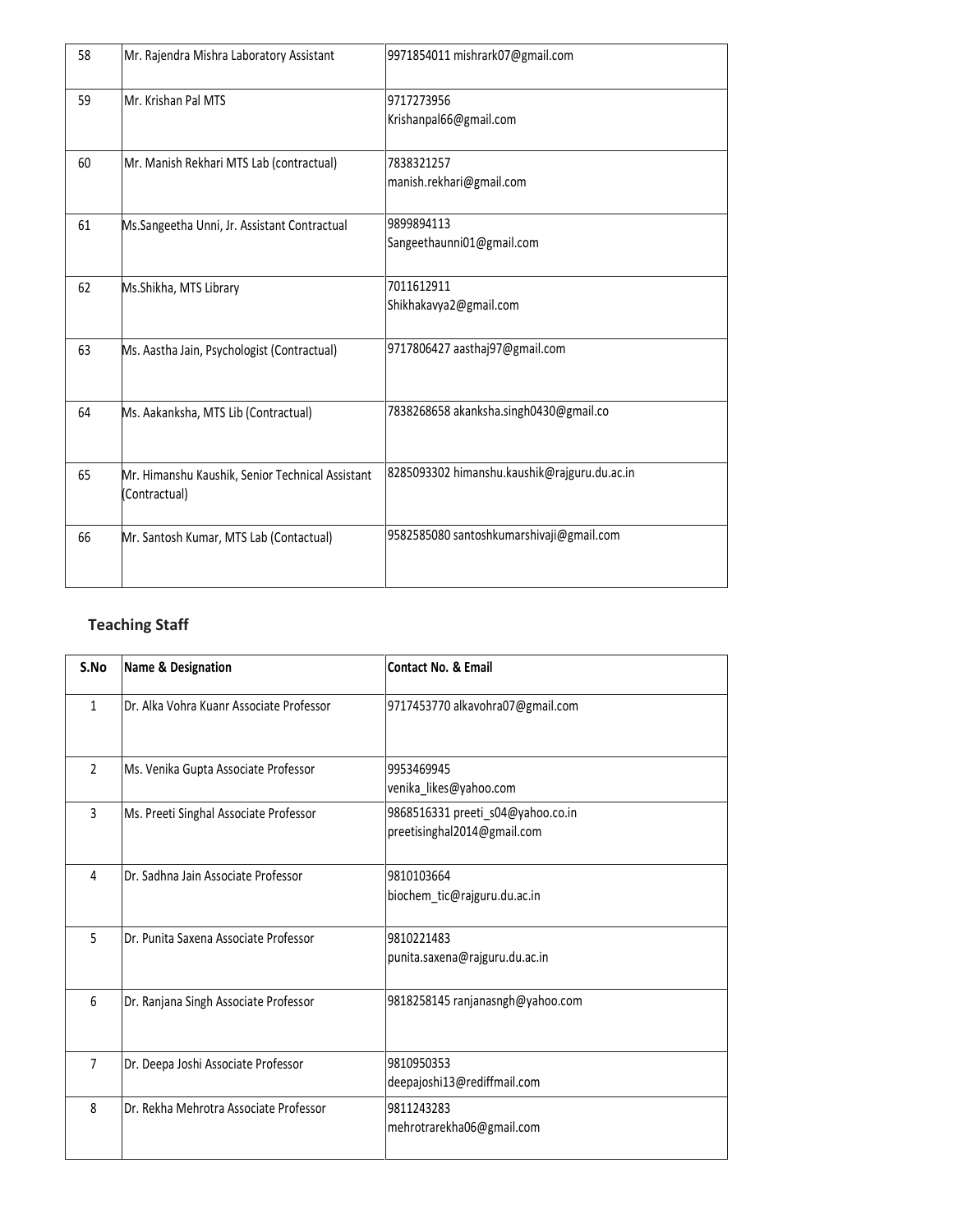| | | |
|---|---|---|
| 58 | Mr. Rajendra Mishra Laboratory Assistant | 9971854011 mishrark07@gmail.com |
| 59 | Mr. Krishan Pal MTS | 9717273956 Krishanpal66@gmail.com |
| 60 | Mr. Manish Rekhari MTS Lab (contractual) | 7838321257 manish.rekhari@gmail.com |
| 61 | Ms.Sangeetha Unni, Jr. Assistant Contractual | 9899894113 Sangeethaunni01@gmail.com |
| 62 | Ms.Shikha, MTS Library | 7011612911 Shikhakavya2@gmail.com |
| 63 | Ms. Aastha Jain, Psychologist (Contractual) | 9717806427 aasthaj97@gmail.com |
| 64 | Ms. Aakanksha, MTS Lib (Contractual) | 7838268658 akanksha.singh0430@gmail.co |
| 65 | Mr. Himanshu Kaushik, Senior Technical Assistant (Contractual) | 8285093302 himanshu.kaushik@rajguru.du.ac.in |
| 66 | Mr. Santosh Kumar, MTS Lab (Contactual) | 9582585080 santoshkumarshivaji@gmail.com |

## Teaching Staff

| S.No | Name & Designation | Contact No. & Email |
|---|---|---|
| 1 | Dr. Alka Vohra Kuanr Associate Professor | 9717453770 alkavohra07@gmail.com |
| 2 | Ms. Venika Gupta Associate Professor | 9953469945 venika_likes@yahoo.com |
| 3 | Ms. Preeti Singhal Associate Professor | 9868516331 preeti_s04@yahoo.co.in preetisinghal2014@gmail.com |
| 4 | Dr. Sadhna Jain Associate Professor | 9810103664 biochem_tic@rajguru.du.ac.in |
| 5 | Dr. Punita Saxena Associate Professor | 9810221483 punita.saxena@rajguru.du.ac.in |
| 6 | Dr. Ranjana Singh Associate Professor | 9818258145 ranjanasngh@yahoo.com |
| 7 | Dr. Deepa Joshi Associate Professor | 9810950353 deepajoshi13@rediffmail.com |
| 8 | Dr. Rekha Mehrotra Associate Professor | 9811243283 mehrotrarekha06@gmail.com |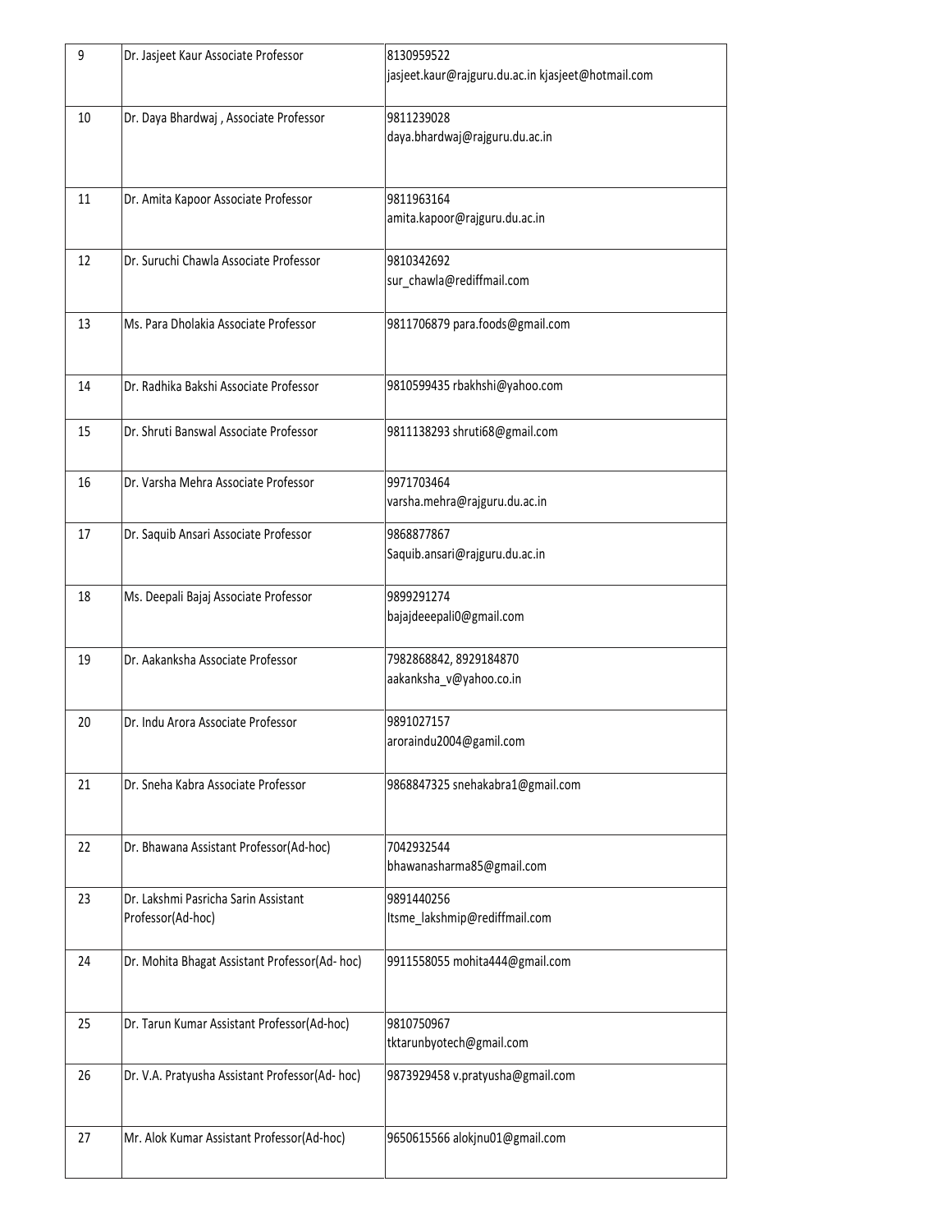| 9 | Dr. Jasjeet Kaur Associate Professor | 8130959522 jasjeet.kaur@rajguru.du.ac.in kjasjeet@hotmail.com |
|---|---|---|
| 10 | Dr. Daya Bhardwaj , Associate Professor | 9811239028 daya.bhardwaj@rajguru.du.ac.in |
| 11 | Dr. Amita Kapoor Associate Professor | 9811963164 amita.kapoor@rajguru.du.ac.in |
| 12 | Dr. Suruchi Chawla Associate Professor | 9810342692 sur_chawla@rediffmail.com |
| 13 | Ms. Para Dholakia Associate Professor | 9811706879 para.foods@gmail.com |
| 14 | Dr. Radhika Bakshi Associate Professor | 9810599435 rbakhshi@yahoo.com |
| 15 | Dr. Shruti Banswal Associate Professor | 9811138293 shruti68@gmail.com |
| 16 | Dr. Varsha Mehra Associate Professor | 9971703464 varsha.mehra@rajguru.du.ac.in |
| 17 | Dr. Saquib Ansari Associate Professor | 9868877867 Saquib.ansari@rajguru.du.ac.in |
| 18 | Ms. Deepali Bajaj Associate Professor | 9899291274 bajajdeeepali0@gmail.com |
| 19 | Dr. Aakanksha Associate Professor | 7982868842, 8929184870 aakanksha_v@yahoo.co.in |
| 20 | Dr. Indu Arora Associate Professor | 9891027157 aroraindu2004@gamil.com |
| 21 | Dr. Sneha Kabra Associate Professor | 9868847325 snehakabra1@gmail.com |
| 22 | Dr. Bhawana Assistant Professor(Ad-hoc) | 7042932544 bhawanasharma85@gmail.com |
| 23 | Dr. Lakshmi Pasricha Sarin Assistant Professor(Ad-hoc) | 9891440256 Itsme_lakshmip@rediffmail.com |
| 24 | Dr. Mohita Bhagat Assistant Professor(Ad- hoc) | 9911558055 mohita444@gmail.com |
| 25 | Dr. Tarun Kumar Assistant Professor(Ad-hoc) | 9810750967 tktarunbyotech@gmail.com |
| 26 | Dr. V.A. Pratyusha Assistant Professor(Ad- hoc) | 9873929458 v.pratyusha@gmail.com |
| 27 | Mr. Alok Kumar Assistant Professor(Ad-hoc) | 9650615566 alokjnu01@gmail.com |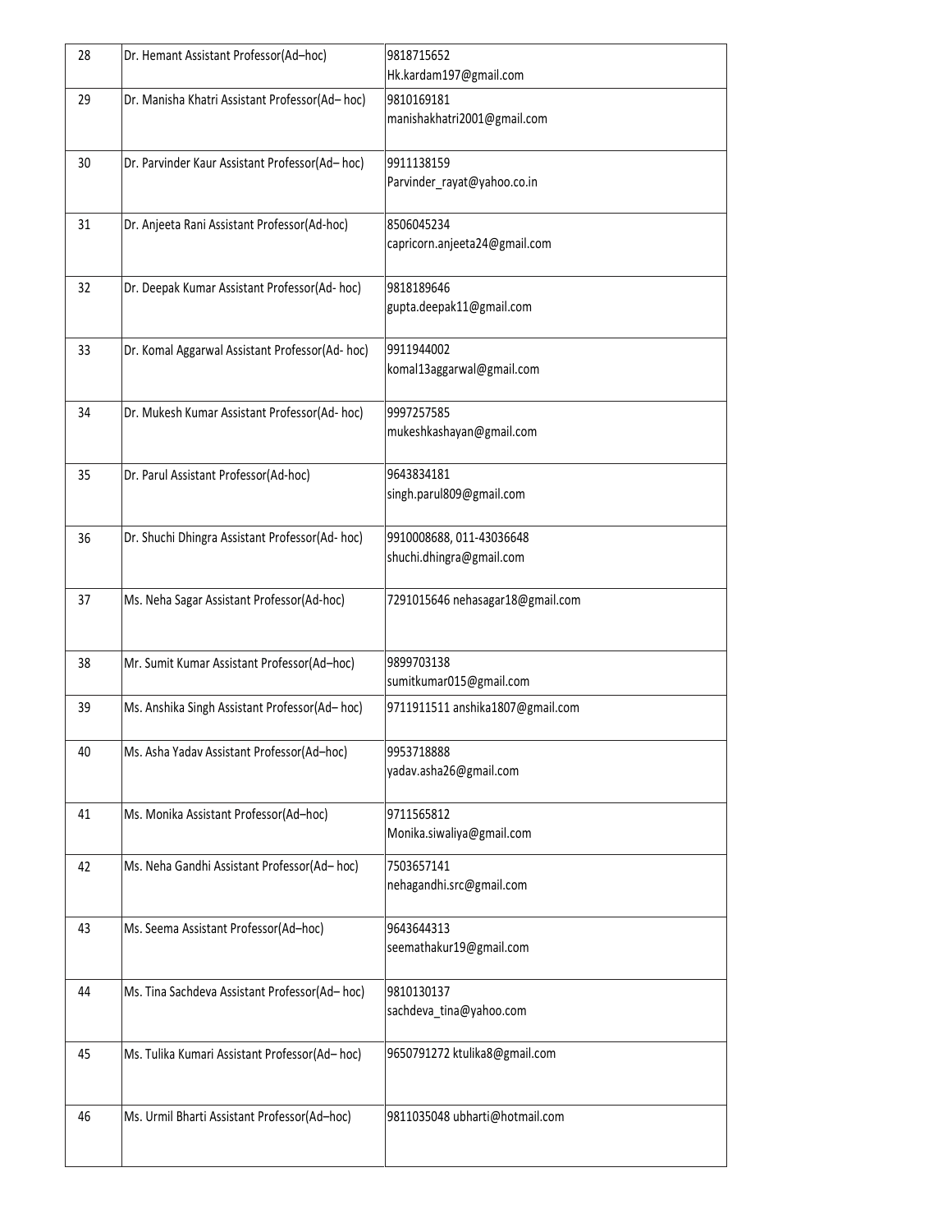| 28 | Dr. Hemant Assistant Professor(Ad–hoc) | 9818715652 Hk.kardam197@gmail.com |
|---|---|---|
| 29 | Dr. Manisha Khatri Assistant Professor(Ad– hoc) | 9810169181 manishakhatri2001@gmail.com |
| 30 | Dr. Parvinder Kaur Assistant Professor(Ad– hoc) | 9911138159 Parvinder_rayat@yahoo.co.in |
| 31 | Dr. Anjeeta Rani Assistant Professor(Ad-hoc) | 8506045234 capricorn.anjeeta24@gmail.com |
| 32 | Dr. Deepak Kumar Assistant Professor(Ad- hoc) | 9818189646 gupta.deepak11@gmail.com |
| 33 | Dr. Komal Aggarwal Assistant Professor(Ad- hoc) | 9911944002 komal13aggarwal@gmail.com |
| 34 | Dr. Mukesh Kumar Assistant Professor(Ad- hoc) | 9997257585 mukeshkashayan@gmail.com |
| 35 | Dr. Parul Assistant Professor(Ad-hoc) | 9643834181 singh.parul809@gmail.com |
| 36 | Dr. Shuchi Dhingra Assistant Professor(Ad- hoc) | 9910008688, 011-43036648 shuchi.dhingra@gmail.com |
| 37 | Ms. Neha Sagar Assistant Professor(Ad-hoc) | 7291015646 nehasagar18@gmail.com |
| 38 | Mr. Sumit Kumar Assistant Professor(Ad–hoc) | 9899703138 sumitkumar015@gmail.com |
| 39 | Ms. Anshika Singh Assistant Professor(Ad– hoc) | 9711911511 anshika1807@gmail.com |
| 40 | Ms. Asha Yadav Assistant Professor(Ad–hoc) | 9953718888 yadav.asha26@gmail.com |
| 41 | Ms. Monika Assistant Professor(Ad–hoc) | 9711565812 Monika.siwaliya@gmail.com |
| 42 | Ms. Neha Gandhi Assistant Professor(Ad– hoc) | 7503657141 nehagandhi.src@gmail.com |
| 43 | Ms. Seema Assistant Professor(Ad–hoc) | 9643644313 seemathakur19@gmail.com |
| 44 | Ms. Tina Sachdeva Assistant Professor(Ad– hoc) | 9810130137 sachdeva_tina@yahoo.com |
| 45 | Ms. Tulika Kumari Assistant Professor(Ad– hoc) | 9650791272 ktulika8@gmail.com |
| 46 | Ms. Urmil Bharti Assistant Professor(Ad–hoc) | 9811035048 ubharti@hotmail.com |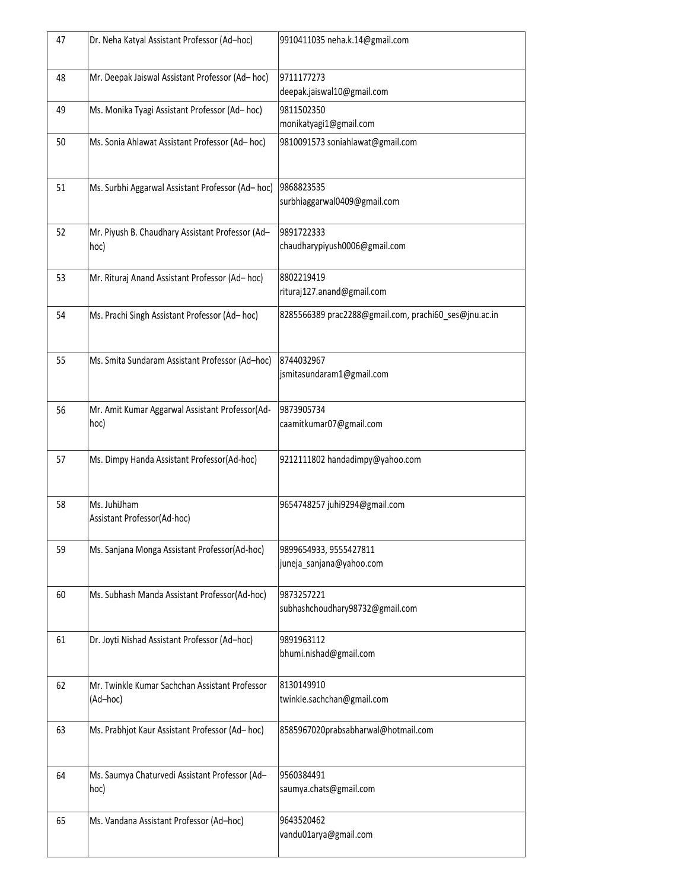| 47 | Dr. Neha Katyal Assistant Professor (Ad–hoc) | 9910411035 neha.k.14@gmail.com |
|---|---|---|
| 48 | Mr. Deepak Jaiswal Assistant Professor (Ad– hoc) | 9711177273 deepak.jaiswal10@gmail.com |
| 49 | Ms. Monika Tyagi Assistant Professor (Ad– hoc) | 9811502350 monikatyagi1@gmail.com |
| 50 | Ms. Sonia Ahlawat Assistant Professor (Ad– hoc) | 9810091573 soniahlawat@gmail.com |
| 51 | Ms. Surbhi Aggarwal Assistant Professor (Ad– hoc) | 9868823535 surbhiaggarwal0409@gmail.com |
| 52 | Mr. Piyush B. Chaudhary Assistant Professor (Ad–hoc) | 9891722333 chaudharypiyush0006@gmail.com |
| 53 | Mr. Rituraj Anand Assistant Professor (Ad– hoc) | 8802219419 rituraj127.anand@gmail.com |
| 54 | Ms. Prachi Singh Assistant Professor (Ad– hoc) | 8285566389 prac2288@gmail.com, prachi60_ses@jnu.ac.in |
| 55 | Ms. Smita Sundaram Assistant Professor (Ad–hoc) | 8744032967 jsmitasundaram1@gmail.com |
| 56 | Mr. Amit Kumar Aggarwal Assistant Professor(Ad-hoc) | 9873905734 caamitkumar07@gmail.com |
| 57 | Ms. Dimpy Handa Assistant Professor(Ad-hoc) | 9212111802 handadimpy@yahoo.com |
| 58 | Ms. JuhiJham Assistant Professor(Ad-hoc) | 9654748257 juhi9294@gmail.com |
| 59 | Ms. Sanjana Monga Assistant Professor(Ad-hoc) | 9899654933, 9555427811 juneja_sanjana@yahoo.com |
| 60 | Ms. Subhash Manda Assistant Professor(Ad-hoc) | 9873257221 subhashchoudhary98732@gmail.com |
| 61 | Dr. Joyti Nishad Assistant Professor (Ad–hoc) | 9891963112 bhumi.nishad@gmail.com |
| 62 | Mr. Twinkle Kumar Sachchan Assistant Professor (Ad–hoc) | 8130149910 twinkle.sachchan@gmail.com |
| 63 | Ms. Prabhjot Kaur Assistant Professor (Ad– hoc) | 8585967020prabsabharwal@hotmail.com |
| 64 | Ms. Saumya Chaturvedi Assistant Professor (Ad–hoc) | 9560384491 saumya.chats@gmail.com |
| 65 | Ms. Vandana Assistant Professor (Ad–hoc) | 9643520462 vandu01arya@gmail.com |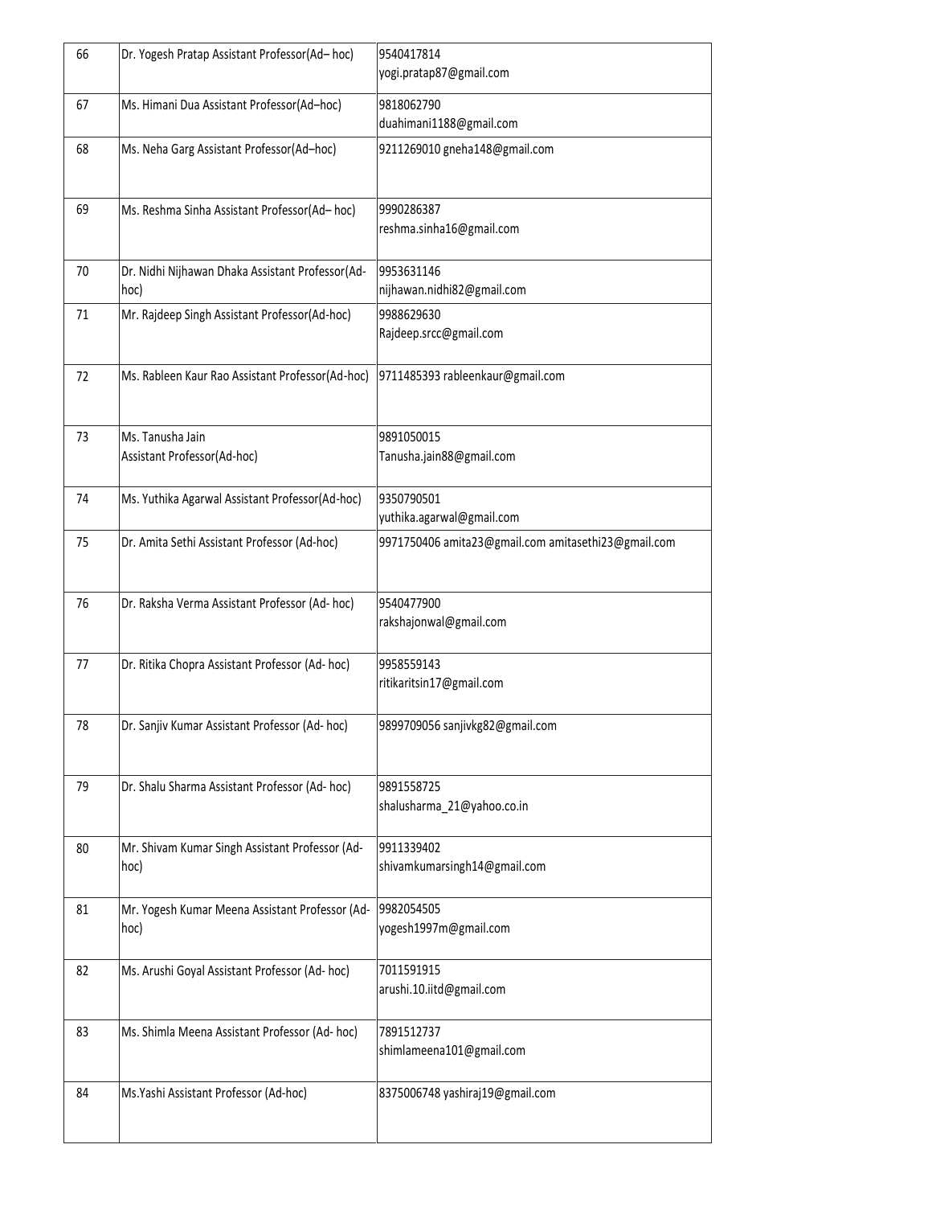| 66 | Dr. Yogesh Pratap Assistant Professor(Ad– hoc) | 9540417814 yogi.pratap87@gmail.com |
|---|---|---|
| 67 | Ms. Himani Dua Assistant Professor(Ad–hoc) | 9818062790 duahimani1188@gmail.com |
| 68 | Ms. Neha Garg Assistant Professor(Ad–hoc) | 9211269010 gneha148@gmail.com |
| 69 | Ms. Reshma Sinha Assistant Professor(Ad– hoc) | 9990286387 reshma.sinha16@gmail.com |
| 70 | Dr. Nidhi Nijhawan Dhaka Assistant Professor(Ad-hoc) | 9953631146 nijhawan.nidhi82@gmail.com |
| 71 | Mr. Rajdeep Singh Assistant Professor(Ad-hoc) | 9988629630 Rajdeep.srcc@gmail.com |
| 72 | Ms. Rableen Kaur Rao Assistant Professor(Ad-hoc) | 9711485393 rableenkaur@gmail.com |
| 73 | Ms. Tanusha Jain Assistant Professor(Ad-hoc) | 9891050015 Tanusha.jain88@gmail.com |
| 74 | Ms. Yuthika Agarwal Assistant Professor(Ad-hoc) | 9350790501 yuthika.agarwal@gmail.com |
| 75 | Dr. Amita Sethi Assistant Professor (Ad-hoc) | 9971750406 amita23@gmail.com amitasethi23@gmail.com |
| 76 | Dr. Raksha Verma Assistant Professor (Ad- hoc) | 9540477900 rakshajonwal@gmail.com |
| 77 | Dr. Ritika Chopra Assistant Professor (Ad- hoc) | 9958559143 ritikaritsin17@gmail.com |
| 78 | Dr. Sanjiv Kumar Assistant Professor (Ad- hoc) | 9899709056 sanjivkg82@gmail.com |
| 79 | Dr. Shalu Sharma Assistant Professor (Ad- hoc) | 9891558725 shalusharma_21@yahoo.co.in |
| 80 | Mr. Shivam Kumar Singh Assistant Professor (Ad-hoc) | 9911339402 shivamkumarsingh14@gmail.com |
| 81 | Mr. Yogesh Kumar Meena Assistant Professor (Ad-hoc) | 9982054505 yogesh1997m@gmail.com |
| 82 | Ms. Arushi Goyal Assistant Professor (Ad- hoc) | 7011591915 arushi.10.iitd@gmail.com |
| 83 | Ms. Shimla Meena Assistant Professor (Ad- hoc) | 7891512737 shimlameena101@gmail.com |
| 84 | Ms.Yashi Assistant Professor (Ad-hoc) | 8375006748 yashiraj19@gmail.com |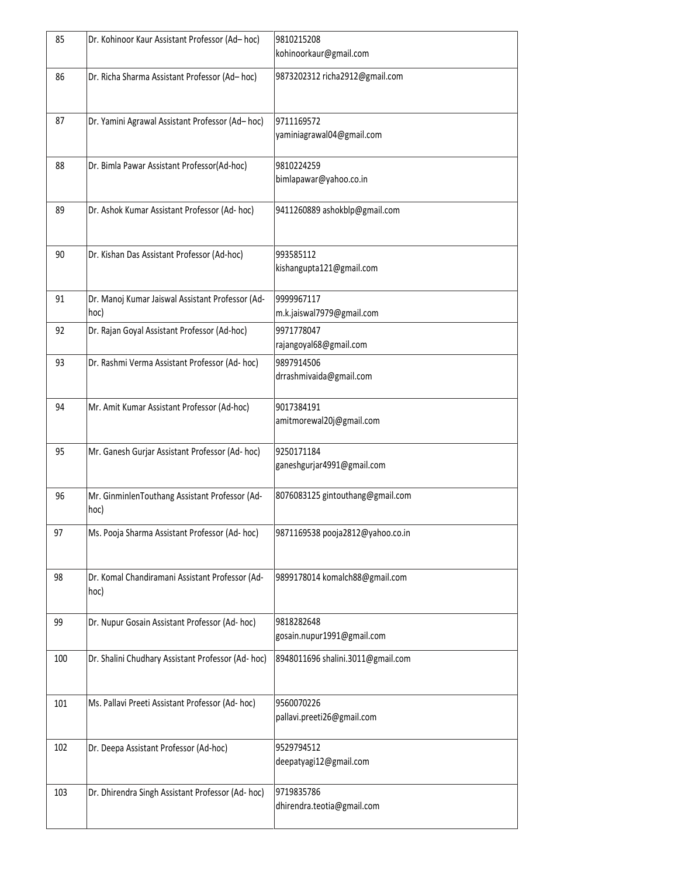| | | |
|---|---|---|
| 85 | Dr. Kohinoor Kaur Assistant Professor (Ad– hoc) | 9810215208 kohinoorkaur@gmail.com |
| 86 | Dr. Richa Sharma Assistant Professor (Ad– hoc) | 9873202312 richa2912@gmail.com |
| 87 | Dr. Yamini Agrawal Assistant Professor (Ad– hoc) | 9711169572 yaminiagrawal04@gmail.com |
| 88 | Dr. Bimla Pawar Assistant Professor(Ad-hoc) | 9810224259 bimlapawar@yahoo.co.in |
| 89 | Dr. Ashok Kumar Assistant Professor (Ad- hoc) | 9411260889 ashokblp@gmail.com |
| 90 | Dr. Kishan Das Assistant Professor (Ad-hoc) | 993585112 kishangupta121@gmail.com |
| 91 | Dr. Manoj Kumar Jaiswal Assistant Professor (Ad-hoc) | 9999967117 m.k.jaiswal7979@gmail.com |
| 92 | Dr. Rajan Goyal Assistant Professor (Ad-hoc) | 9971778047 rajangoyal68@gmail.com |
| 93 | Dr. Rashmi Verma Assistant Professor (Ad- hoc) | 9897914506 drrashmivaida@gmail.com |
| 94 | Mr. Amit Kumar Assistant Professor (Ad-hoc) | 9017384191 amitmorewal20j@gmail.com |
| 95 | Mr. Ganesh Gurjar Assistant Professor (Ad- hoc) | 9250171184 ganeshgurjar4991@gmail.com |
| 96 | Mr. GinminlenTouthang Assistant Professor (Ad-hoc) | 8076083125 gintouthang@gmail.com |
| 97 | Ms. Pooja Sharma Assistant Professor (Ad- hoc) | 9871169538 pooja2812@yahoo.co.in |
| 98 | Dr. Komal Chandiramani Assistant Professor (Ad-hoc) | 9899178014 komalch88@gmail.com |
| 99 | Dr. Nupur Gosain Assistant Professor (Ad- hoc) | 9818282648 gosain.nupur1991@gmail.com |
| 100 | Dr. Shalini Chudhary Assistant Professor (Ad- hoc) | 8948011696 shalini.3011@gmail.com |
| 101 | Ms. Pallavi Preeti Assistant Professor (Ad- hoc) | 9560070226 pallavi.preeti26@gmail.com |
| 102 | Dr. Deepa Assistant Professor (Ad-hoc) | 9529794512 deepatyagi12@gmail.com |
| 103 | Dr. Dhirendra Singh Assistant Professor (Ad- hoc) | 9719835786 dhirendra.teotia@gmail.com |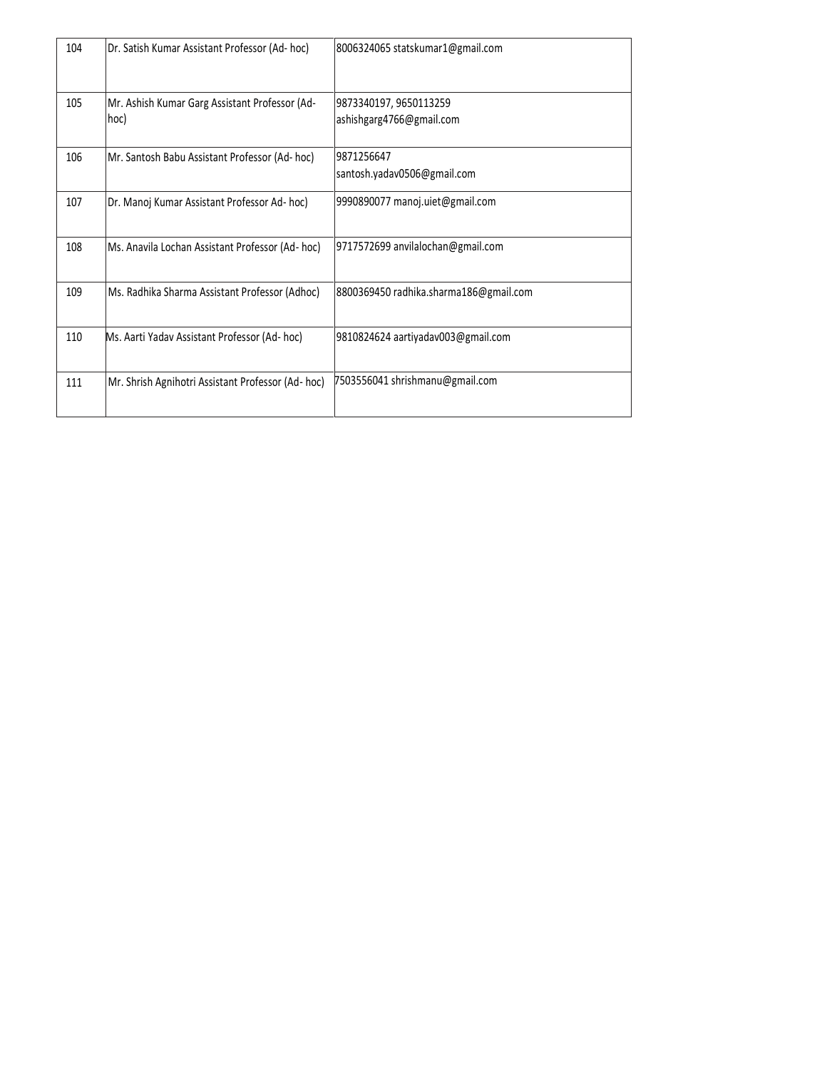| | | |
|---|---|---|
| 104 | Dr. Satish Kumar Assistant Professor (Ad- hoc) | 8006324065 statskumar1@gmail.com |
| 105 | Mr. Ashish Kumar Garg Assistant Professor (Ad-hoc) | 9873340197, 9650113259 ashishgarg4766@gmail.com |
| 106 | Mr. Santosh Babu Assistant Professor (Ad- hoc) | 9871256647 santosh.yadav0506@gmail.com |
| 107 | Dr. Manoj Kumar Assistant Professor Ad- hoc) | 9990890077 manoj.uiet@gmail.com |
| 108 | Ms. Anavila Lochan Assistant Professor (Ad- hoc) | 9717572699 anvilalochan@gmail.com |
| 109 | Ms. Radhika Sharma Assistant Professor (Adhoc) | 8800369450 radhika.sharma186@gmail.com |
| 110 | Ms. Aarti Yadav Assistant Professor (Ad- hoc) | 9810824624 aartiyadav003@gmail.com |
| 111 | Mr. Shrish Agnihotri Assistant Professor (Ad- hoc) | 7503556041 shrishmanu@gmail.com |